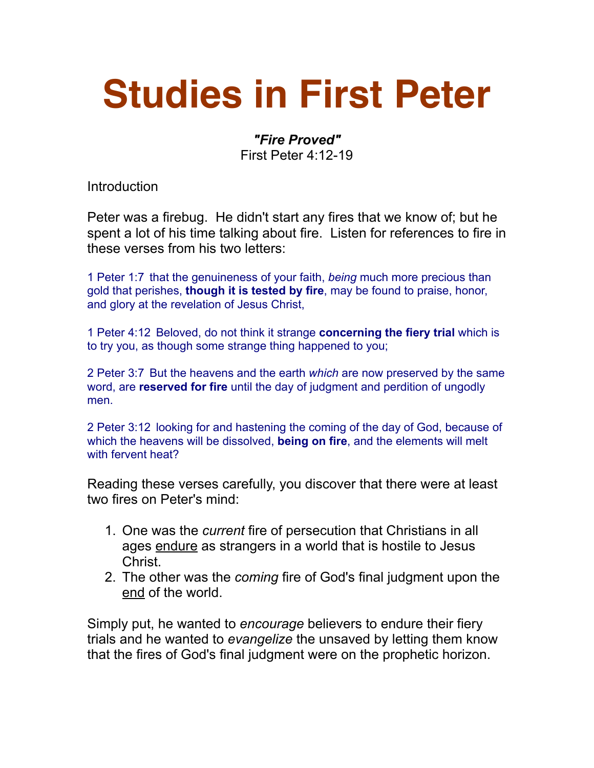# Studies in First Peter

***"Fire Proved"***
First Peter 4:12-19

Introduction

Peter was a firebug. He didn't start any fires that we know of; but he spent a lot of his time talking about fire. Listen for references to fire in these verses from his two letters:

1 Peter 1:7 that the genuineness of your faith, *being* much more precious than gold that perishes, **though it is tested by fire**, may be found to praise, honor, and glory at the revelation of Jesus Christ,

1 Peter 4:12 Beloved, do not think it strange **concerning the fiery trial** which is to try you, as though some strange thing happened to you;

2 Peter 3:7 But the heavens and the earth *which* are now preserved by the same word, are **reserved for fire** until the day of judgment and perdition of ungodly men.

2 Peter 3:12 looking for and hastening the coming of the day of God, because of which the heavens will be dissolved, **being on fire**, and the elements will melt with fervent heat?

Reading these verses carefully, you discover that there were at least two fires on Peter's mind:

1. One was the *current* fire of persecution that Christians in all ages <u>endure</u> as strangers in a world that is hostile to Jesus Christ.
2. The other was the *coming* fire of God's final judgment upon the <u>end</u> of the world.

Simply put, he wanted to *encourage* believers to endure their fiery trials and he wanted to *evangelize* the unsaved by letting them know that the fires of God's final judgment were on the prophetic horizon.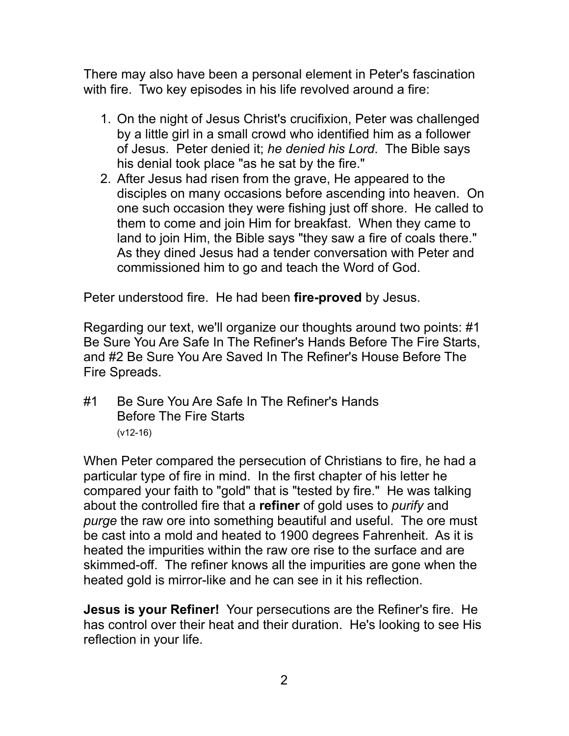There may also have been a personal element in Peter's fascination with fire. Two key episodes in his life revolved around a fire:

1. On the night of Jesus Christ's crucifixion, Peter was challenged by a little girl in a small crowd who identified him as a follower of Jesus. Peter denied it; *he denied his Lord*. The Bible says his denial took place "as he sat by the fire."
2. After Jesus had risen from the grave, He appeared to the disciples on many occasions before ascending into heaven. On one such occasion they were fishing just off shore. He called to them to come and join Him for breakfast. When they came to land to join Him, the Bible says "they saw a fire of coals there." As they dined Jesus had a tender conversation with Peter and commissioned him to go and teach the Word of God.

Peter understood fire. He had been **fire-proved** by Jesus.

Regarding our text, we'll organize our thoughts around two points: #1 Be Sure You Are Safe In The Refiner's Hands Before The Fire Starts, and #2 Be Sure You Are Saved In The Refiner's House Before The Fire Spreads.

#1 Be Sure You Are Safe In The Refiner's Hands Before The Fire Starts
(v12-16)

When Peter compared the persecution of Christians to fire, he had a particular type of fire in mind. In the first chapter of his letter he compared your faith to "gold" that is "tested by fire." He was talking about the controlled fire that a **refiner** of gold uses to *purify* and *purge* the raw ore into something beautiful and useful. The ore must be cast into a mold and heated to 1900 degrees Fahrenheit. As it is heated the impurities within the raw ore rise to the surface and are skimmed-off. The refiner knows all the impurities are gone when the heated gold is mirror-like and he can see in it his reflection.

**Jesus is your Refiner!** Your persecutions are the Refiner's fire. He has control over their heat and their duration. He's looking to see His reflection in your life.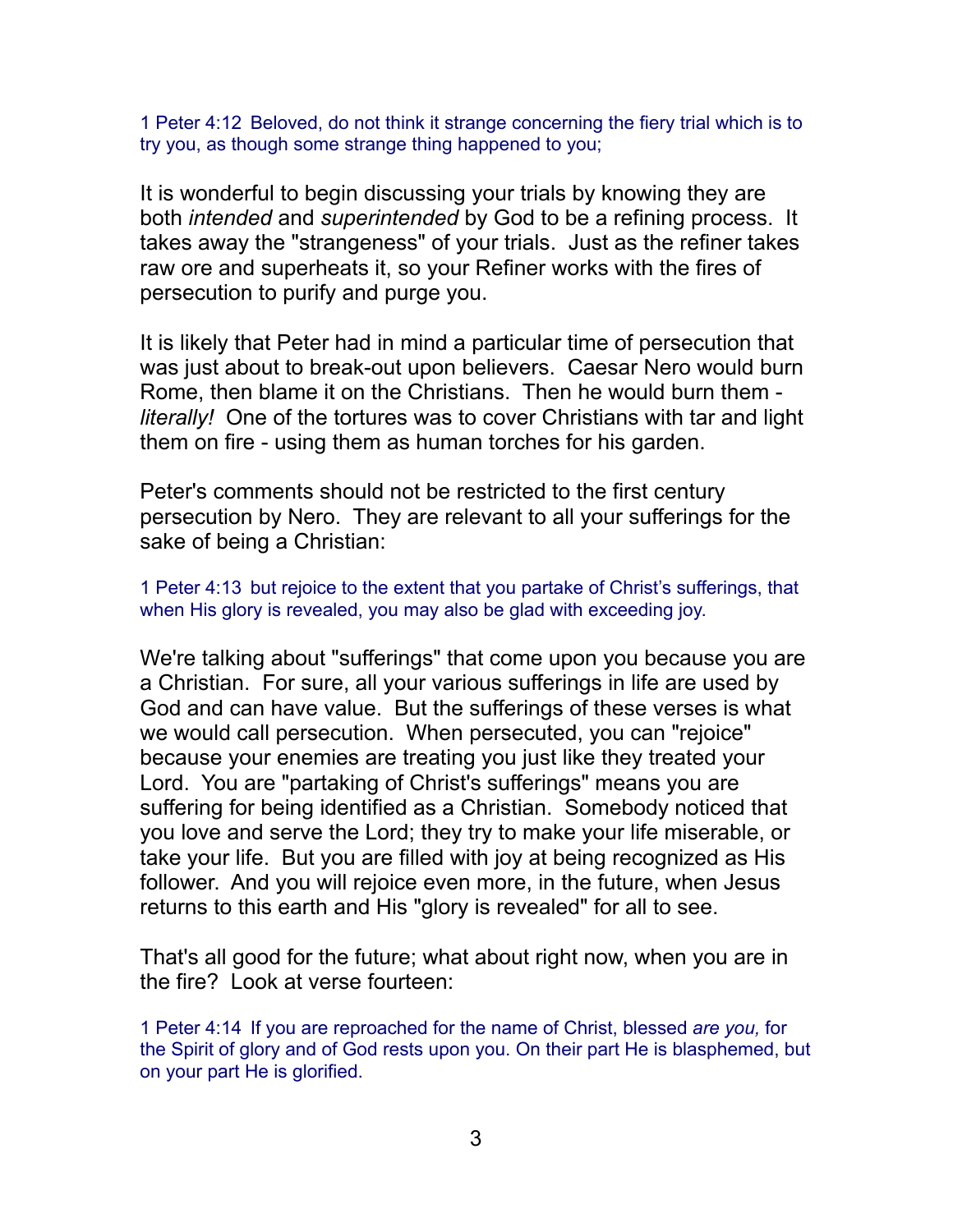1 Peter 4:12  Beloved, do not think it strange concerning the fiery trial which is to try you, as though some strange thing happened to you;

It is wonderful to begin discussing your trials by knowing they are both *intended* and *superintended* by God to be a refining process.  It takes away the "strangeness" of your trials.  Just as the refiner takes raw ore and superheats it, so your Refiner works with the fires of persecution to purify and purge you.

It is likely that Peter had in mind a particular time of persecution that was just about to break-out upon believers.  Caesar Nero would burn Rome, then blame it on the Christians.  Then he would burn them - *literally!*  One of the tortures was to cover Christians with tar and light them on fire - using them as human torches for his garden.

Peter's comments should not be restricted to the first century persecution by Nero.  They are relevant to all your sufferings for the sake of being a Christian:

1 Peter 4:13  but rejoice to the extent that you partake of Christ's sufferings, that when His glory is revealed, you may also be glad with exceeding joy.

We're talking about "sufferings" that come upon you because you are a Christian.  For sure, all your various sufferings in life are used by God and can have value.  But the sufferings of these verses is what we would call persecution.  When persecuted, you can "rejoice" because your enemies are treating you just like they treated your Lord.  You are "partaking of Christ's sufferings" means you are suffering for being identified as a Christian.  Somebody noticed that you love and serve the Lord; they try to make your life miserable, or take your life.  But you are filled with joy at being recognized as His follower.  And you will rejoice even more, in the future, when Jesus returns to this earth and His "glory is revealed" for all to see.

That's all good for the future; what about right now, when you are in the fire?  Look at verse fourteen:

1 Peter 4:14  If you are reproached for the name of Christ, blessed *are you,* for the Spirit of glory and of God rests upon you. On their part He is blasphemed, but on your part He is glorified.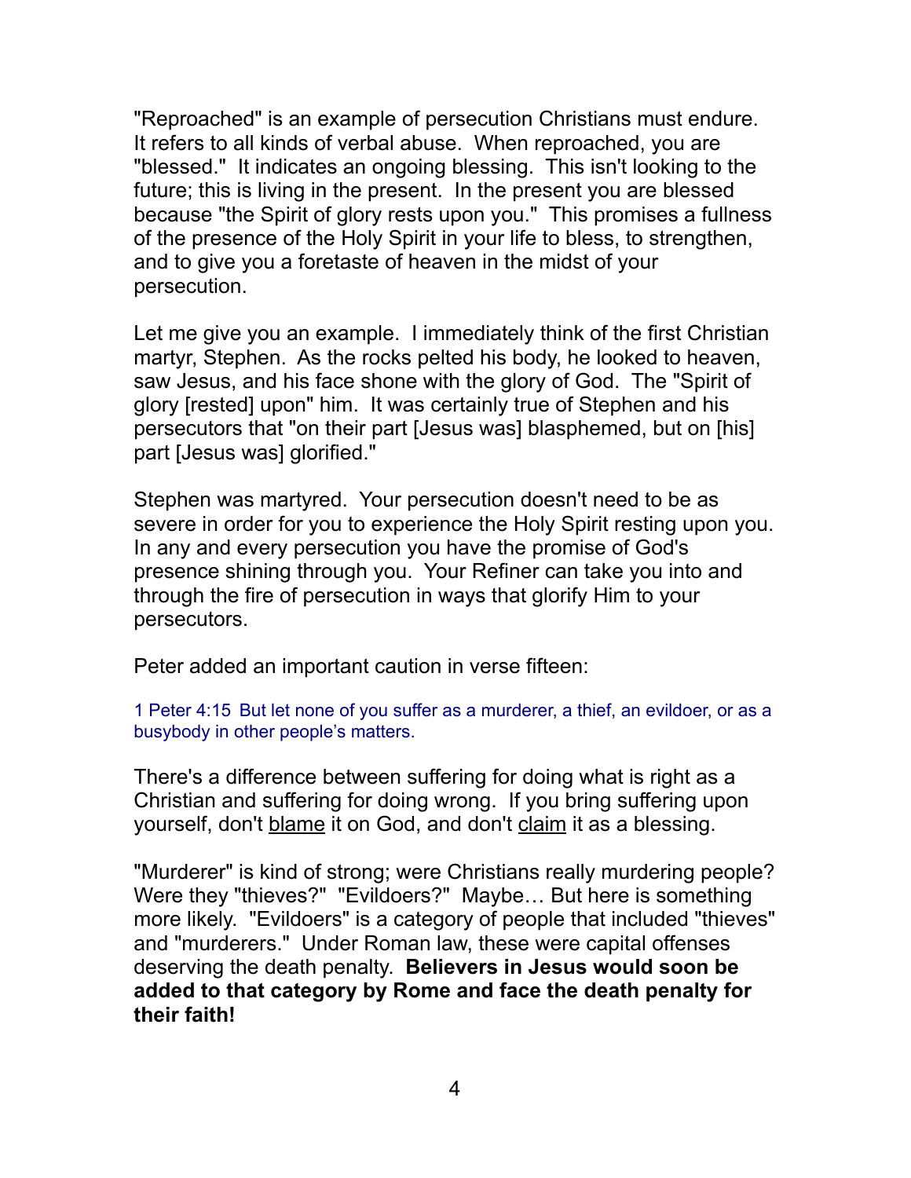"Reproached" is an example of persecution Christians must endure. It refers to all kinds of verbal abuse. When reproached, you are "blessed." It indicates an ongoing blessing. This isn't looking to the future; this is living in the present. In the present you are blessed because "the Spirit of glory rests upon you." This promises a fullness of the presence of the Holy Spirit in your life to bless, to strengthen, and to give you a foretaste of heaven in the midst of your persecution.

Let me give you an example. I immediately think of the first Christian martyr, Stephen. As the rocks pelted his body, he looked to heaven, saw Jesus, and his face shone with the glory of God. The "Spirit of glory [rested] upon" him. It was certainly true of Stephen and his persecutors that "on their part [Jesus was] blasphemed, but on [his] part [Jesus was] glorified."

Stephen was martyred. Your persecution doesn't need to be as severe in order for you to experience the Holy Spirit resting upon you. In any and every persecution you have the promise of God's presence shining through you. Your Refiner can take you into and through the fire of persecution in ways that glorify Him to your persecutors.

Peter added an important caution in verse fifteen:

1 Peter 4:15 But let none of you suffer as a murderer, a thief, an evildoer, or as a busybody in other people's matters.

There's a difference between suffering for doing what is right as a Christian and suffering for doing wrong. If you bring suffering upon yourself, don't <u>blame</u> it on God, and don't <u>claim</u> it as a blessing.

"Murderer" is kind of strong; were Christians really murdering people? Were they "thieves?" "Evildoers?" Maybe… But here is something more likely. "Evildoers" is a category of people that included "thieves" and "murderers." Under Roman law, these were capital offenses deserving the death penalty. **Believers in Jesus would soon be added to that category by Rome and face the death penalty for their faith!**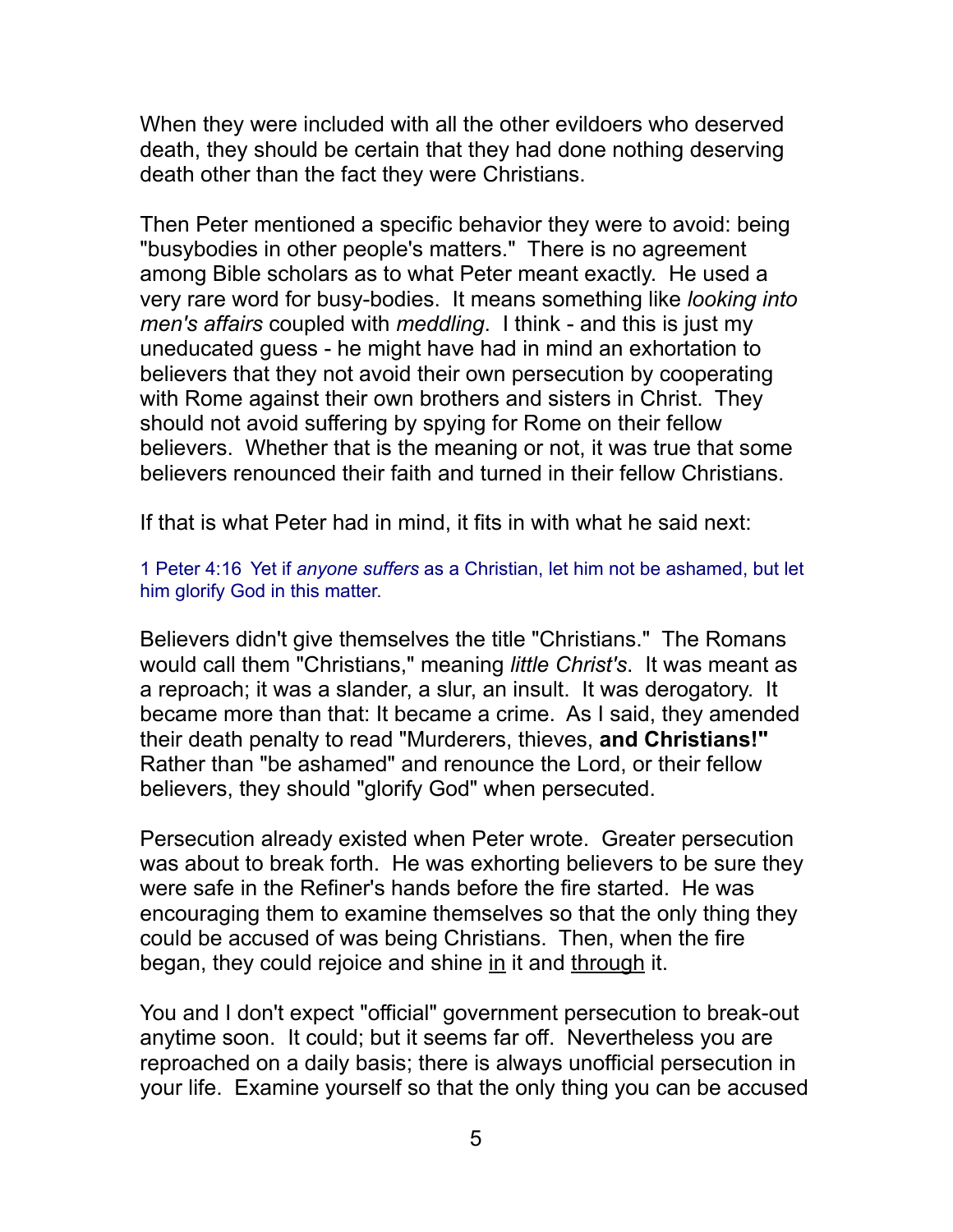When they were included with all the other evildoers who deserved death, they should be certain that they had done nothing deserving death other than the fact they were Christians.

Then Peter mentioned a specific behavior they were to avoid: being "busybodies in other people's matters." There is no agreement among Bible scholars as to what Peter meant exactly. He used a very rare word for busy-bodies. It means something like *looking into men's affairs* coupled with *meddling*. I think - and this is just my uneducated guess - he might have had in mind an exhortation to believers that they not avoid their own persecution by cooperating with Rome against their own brothers and sisters in Christ. They should not avoid suffering by spying for Rome on their fellow believers. Whether that is the meaning or not, it was true that some believers renounced their faith and turned in their fellow Christians.

If that is what Peter had in mind, it fits in with what he said next:

> 1 Peter 4:16 Yet if *anyone suffers* as a Christian, let him not be ashamed, but let him glorify God in this matter.

Believers didn't give themselves the title "Christians." The Romans would call them "Christians," meaning *little Christ's*. It was meant as a reproach; it was a slander, a slur, an insult. It was derogatory. It became more than that: It became a crime. As I said, they amended their death penalty to read "Murderers, thieves, **and Christians!"** Rather than "be ashamed" and renounce the Lord, or their fellow believers, they should "glorify God" when persecuted.

Persecution already existed when Peter wrote. Greater persecution was about to break forth. He was exhorting believers to be sure they were safe in the Refiner's hands before the fire started. He was encouraging them to examine themselves so that the only thing they could be accused of was being Christians. Then, when the fire began, they could rejoice and shine <u>in</u> it and <u>through</u> it.

You and I don't expect "official" government persecution to break-out anytime soon. It could; but it seems far off. Nevertheless you are reproached on a daily basis; there is always unofficial persecution in your life. Examine yourself so that the only thing you can be accused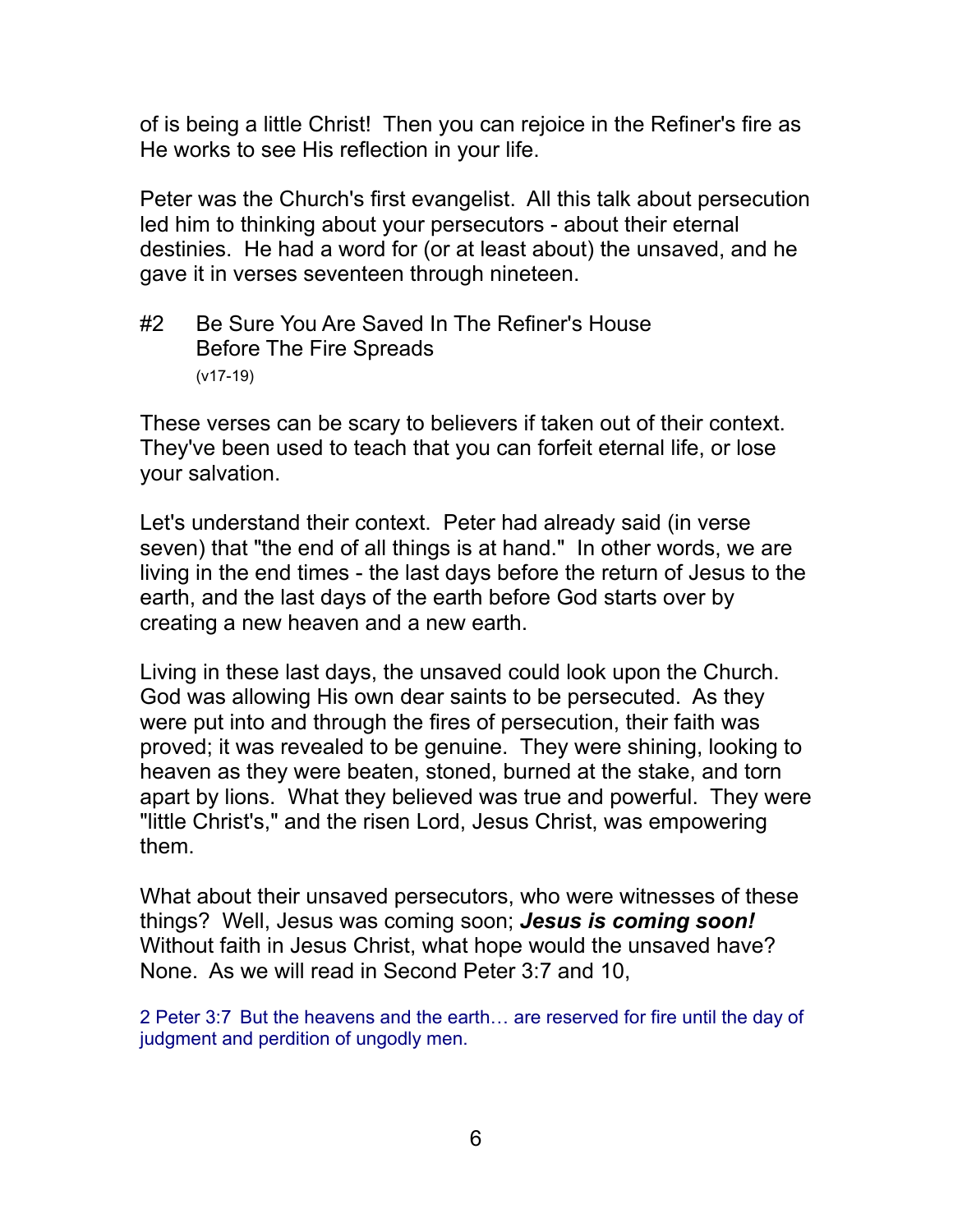of is being a little Christ! Then you can rejoice in the Refiner's fire as He works to see His reflection in your life.

Peter was the Church's first evangelist. All this talk about persecution led him to thinking about your persecutors - about their eternal destinies. He had a word for (or at least about) the unsaved, and he gave it in verses seventeen through nineteen.

#2 Be Sure You Are Saved In The Refiner's House Before The Fire Spreads
(v17-19)

These verses can be scary to believers if taken out of their context. They've been used to teach that you can forfeit eternal life, or lose your salvation.

Let's understand their context. Peter had already said (in verse seven) that "the end of all things is at hand." In other words, we are living in the end times - the last days before the return of Jesus to the earth, and the last days of the earth before God starts over by creating a new heaven and a new earth.

Living in these last days, the unsaved could look upon the Church. God was allowing His own dear saints to be persecuted. As they were put into and through the fires of persecution, their faith was proved; it was revealed to be genuine. They were shining, looking to heaven as they were beaten, stoned, burned at the stake, and torn apart by lions. What they believed was true and powerful. They were "little Christ's," and the risen Lord, Jesus Christ, was empowering them.

What about their unsaved persecutors, who were witnesses of these things? Well, Jesus was coming soon; ***Jesus is coming soon!*** Without faith in Jesus Christ, what hope would the unsaved have? None. As we will read in Second Peter 3:7 and 10,

2 Peter 3:7 But the heavens and the earth… are reserved for fire until the day of judgment and perdition of ungodly men.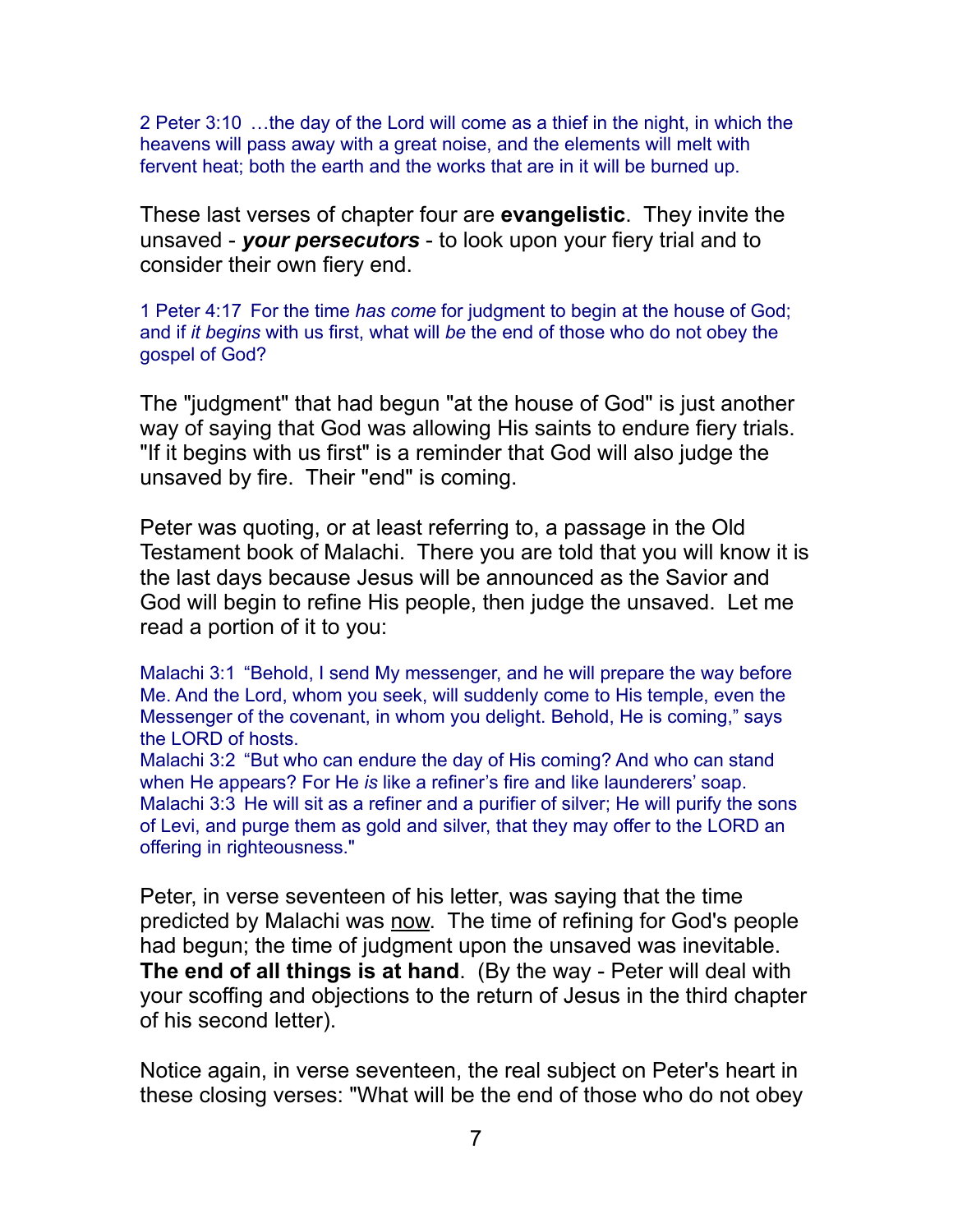2 Peter 3:10 …the day of the Lord will come as a thief in the night, in which the heavens will pass away with a great noise, and the elements will melt with fervent heat; both the earth and the works that are in it will be burned up.

These last verses of chapter four are **evangelistic**. They invite the unsaved - ***your persecutors*** - to look upon your fiery trial and to consider their own fiery end.

1 Peter 4:17 For the time *has come* for judgment to begin at the house of God; and if *it begins* with us first, what will *be* the end of those who do not obey the gospel of God?

The "judgment" that had begun "at the house of God" is just another way of saying that God was allowing His saints to endure fiery trials. "If it begins with us first" is a reminder that God will also judge the unsaved by fire. Their "end" is coming.

Peter was quoting, or at least referring to, a passage in the Old Testament book of Malachi. There you are told that you will know it is the last days because Jesus will be announced as the Savior and God will begin to refine His people, then judge the unsaved. Let me read a portion of it to you:

Malachi 3:1 "Behold, I send My messenger, and he will prepare the way before Me. And the Lord, whom you seek, will suddenly come to His temple, even the Messenger of the covenant, in whom you delight. Behold, He is coming," says the LORD of hosts.
Malachi 3:2 "But who can endure the day of His coming? And who can stand when He appears? For He *is* like a refiner's fire and like launderers' soap.
Malachi 3:3 He will sit as a refiner and a purifier of silver; He will purify the sons of Levi, and purge them as gold and silver, that they may offer to the LORD an offering in righteousness."

Peter, in verse seventeen of his letter, was saying that the time predicted by Malachi was <u>now</u>. The time of refining for God's people had begun; the time of judgment upon the unsaved was inevitable. **The end of all things is at hand**. (By the way - Peter will deal with your scoffing and objections to the return of Jesus in the third chapter of his second letter).

Notice again, in verse seventeen, the real subject on Peter's heart in these closing verses: "What will be the end of those who do not obey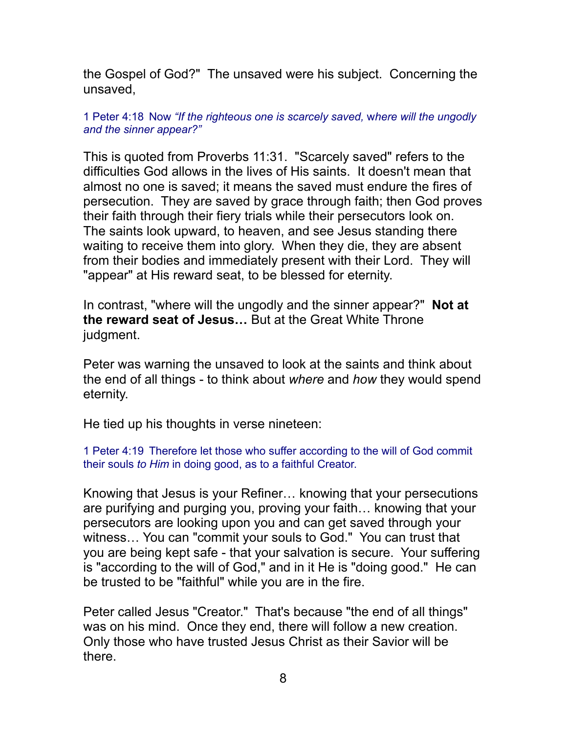the Gospel of God?" The unsaved were his subject. Concerning the unsaved,

1 Peter 4:18 Now *"If the righteous one is scarcely saved,* where will the ungodly *and the sinner appear?"*

This is quoted from Proverbs 11:31. "Scarcely saved" refers to the difficulties God allows in the lives of His saints. It doesn't mean that almost no one is saved; it means the saved must endure the fires of persecution. They are saved by grace through faith; then God proves their faith through their fiery trials while their persecutors look on. The saints look upward, to heaven, and see Jesus standing there waiting to receive them into glory. When they die, they are absent from their bodies and immediately present with their Lord. They will "appear" at His reward seat, to be blessed for eternity.

In contrast, "where will the ungodly and the sinner appear?" **Not at the reward seat of Jesus…** But at the Great White Throne judgment.

Peter was warning the unsaved to look at the saints and think about the end of all things - to think about *where* and *how* they would spend eternity.

He tied up his thoughts in verse nineteen:

1 Peter 4:19 Therefore let those who suffer according to the will of God commit their souls *to Him* in doing good, as to a faithful Creator.

Knowing that Jesus is your Refiner… knowing that your persecutions are purifying and purging you, proving your faith… knowing that your persecutors are looking upon you and can get saved through your witness… You can "commit your souls to God." You can trust that you are being kept safe - that your salvation is secure. Your suffering is "according to the will of God," and in it He is "doing good." He can be trusted to be "faithful" while you are in the fire.

Peter called Jesus "Creator." That's because "the end of all things" was on his mind. Once they end, there will follow a new creation. Only those who have trusted Jesus Christ as their Savior will be there.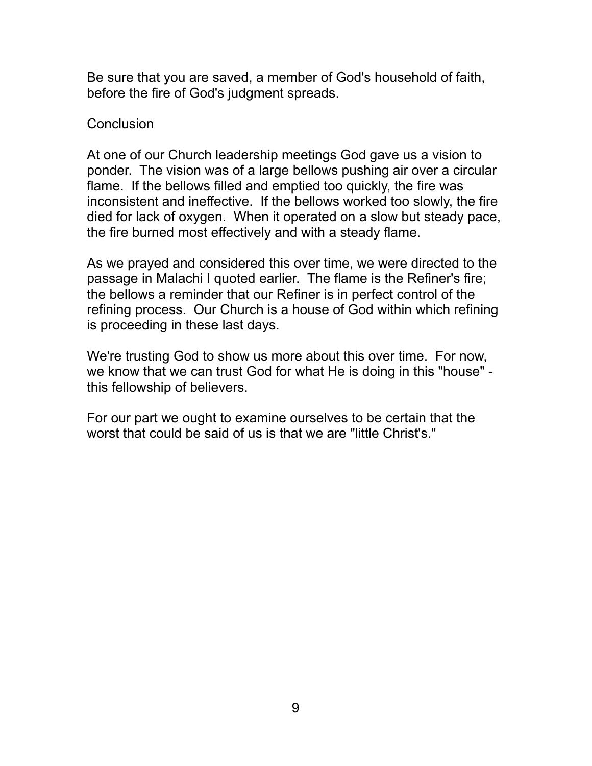Be sure that you are saved, a member of God's household of faith, before the fire of God's judgment spreads.

## Conclusion

At one of our Church leadership meetings God gave us a vision to ponder. The vision was of a large bellows pushing air over a circular flame. If the bellows filled and emptied too quickly, the fire was inconsistent and ineffective. If the bellows worked too slowly, the fire died for lack of oxygen. When it operated on a slow but steady pace, the fire burned most effectively and with a steady flame.

As we prayed and considered this over time, we were directed to the passage in Malachi I quoted earlier. The flame is the Refiner's fire; the bellows a reminder that our Refiner is in perfect control of the refining process. Our Church is a house of God within which refining is proceeding in these last days.

We're trusting God to show us more about this over time. For now, we know that we can trust God for what He is doing in this "house" - this fellowship of believers.

For our part we ought to examine ourselves to be certain that the worst that could be said of us is that we are "little Christ's."